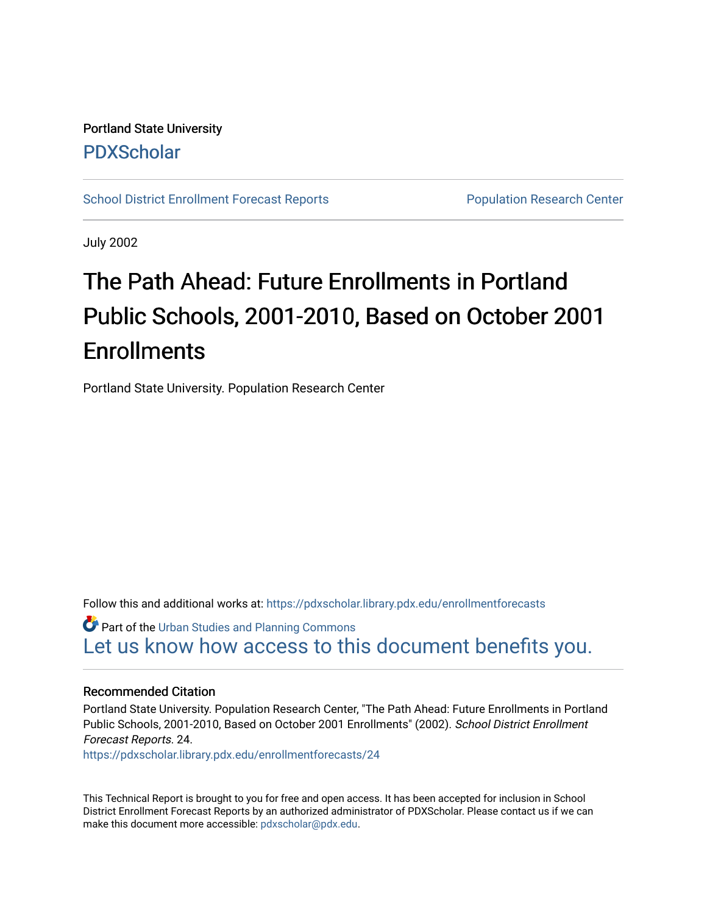Portland State University

PDXScholar

School District Enrollment Forecast Reports

Population Research Center

July 2002

# The Path Ahead: Future Enrollments in Portland Public Schools, 2001-2010, Based on October 2001 Enrollments

Portland State University. Population Research Center

Follow this and additional works at: https://pdxscholar.library.pdx.edu/enrollmentforecasts

Part of the Urban Studies and Planning Commons

Let us know how access to this document benefits you.

### Recommended Citation

Portland State University. Population Research Center, "The Path Ahead: Future Enrollments in Portland Public Schools, 2001-2010, Based on October 2001 Enrollments" (2002). *School District Enrollment Forecast Reports*. 24.

https://pdxscholar.library.pdx.edu/enrollmentforecasts/24

This Technical Report is brought to you for free and open access. It has been accepted for inclusion in School District Enrollment Forecast Reports by an authorized administrator of PDXScholar. Please contact us if we can make this document more accessible: pdxscholar@pdx.edu.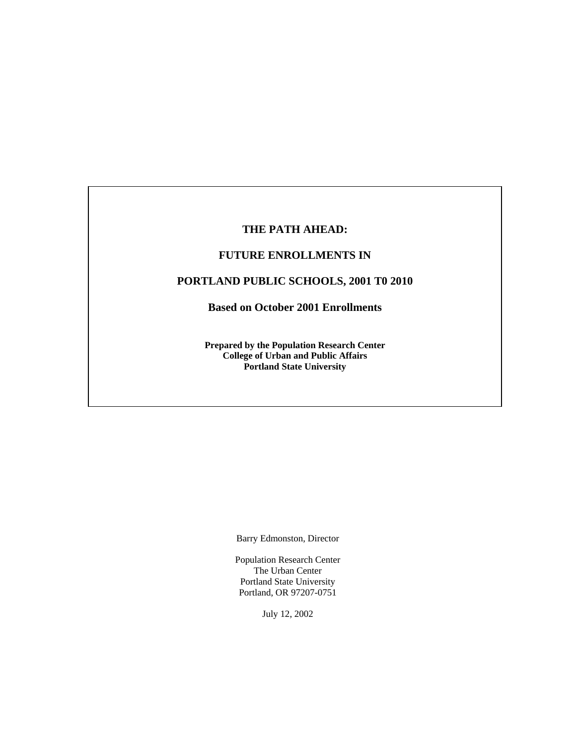# THE PATH AHEAD:

# FUTURE ENROLLMENTS IN

# PORTLAND PUBLIC SCHOOLS, 2001 T0 2010

## Based on October 2001 Enrollments

**Prepared by the Population Research Center**
**College of Urban and Public Affairs**
**Portland State University**

Barry Edmonston, Director

Population Research Center
The Urban Center
Portland State University
Portland, OR 97207-0751

July 12, 2002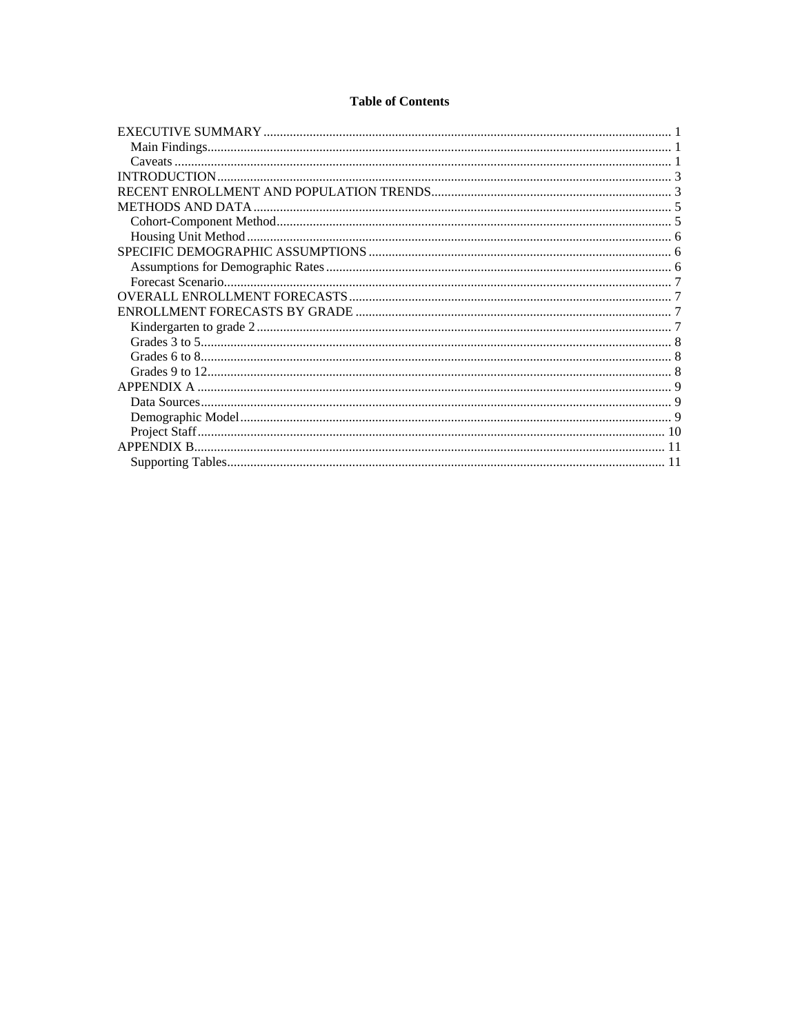**Table of Contents**

EXECUTIVE SUMMARY ........................................................................................................................... 1
- Main Findings........................................................................................................................................... 1
- Caveats ..................................................................................................................................................... 1

INTRODUCTION......................................................................................................................................... 3

RECENT ENROLLMENT AND POPULATION TRENDS........................................................................ 3

METHODS AND DATA ............................................................................................................................. 5
- Cohort-Component Method...................................................................................................................... 5
- Housing Unit Method ............................................................................................................................... 6

SPECIFIC DEMOGRAPHIC ASSUMPTIONS ........................................................................................... 6
- Assumptions for Demographic Rates ....................................................................................................... 6
- Forecast Scenario...................................................................................................................................... 7

OVERALL ENROLLMENT FORECASTS ................................................................................................ 7

ENROLLMENT FORECASTS BY GRADE ............................................................................................... 7
- Kindergarten to grade 2 ............................................................................................................................ 7
- Grades 3 to 5............................................................................................................................................. 8
- Grades 6 to 8............................................................................................................................................. 8
- Grades 9 to 12........................................................................................................................................... 8

APPENDIX A .............................................................................................................................................. 9
- Data Sources............................................................................................................................................. 9
- Demographic Model ................................................................................................................................. 9
- Project Staff............................................................................................................................................ 10

APPENDIX B............................................................................................................................................. 11
- Supporting Tables................................................................................................................................... 11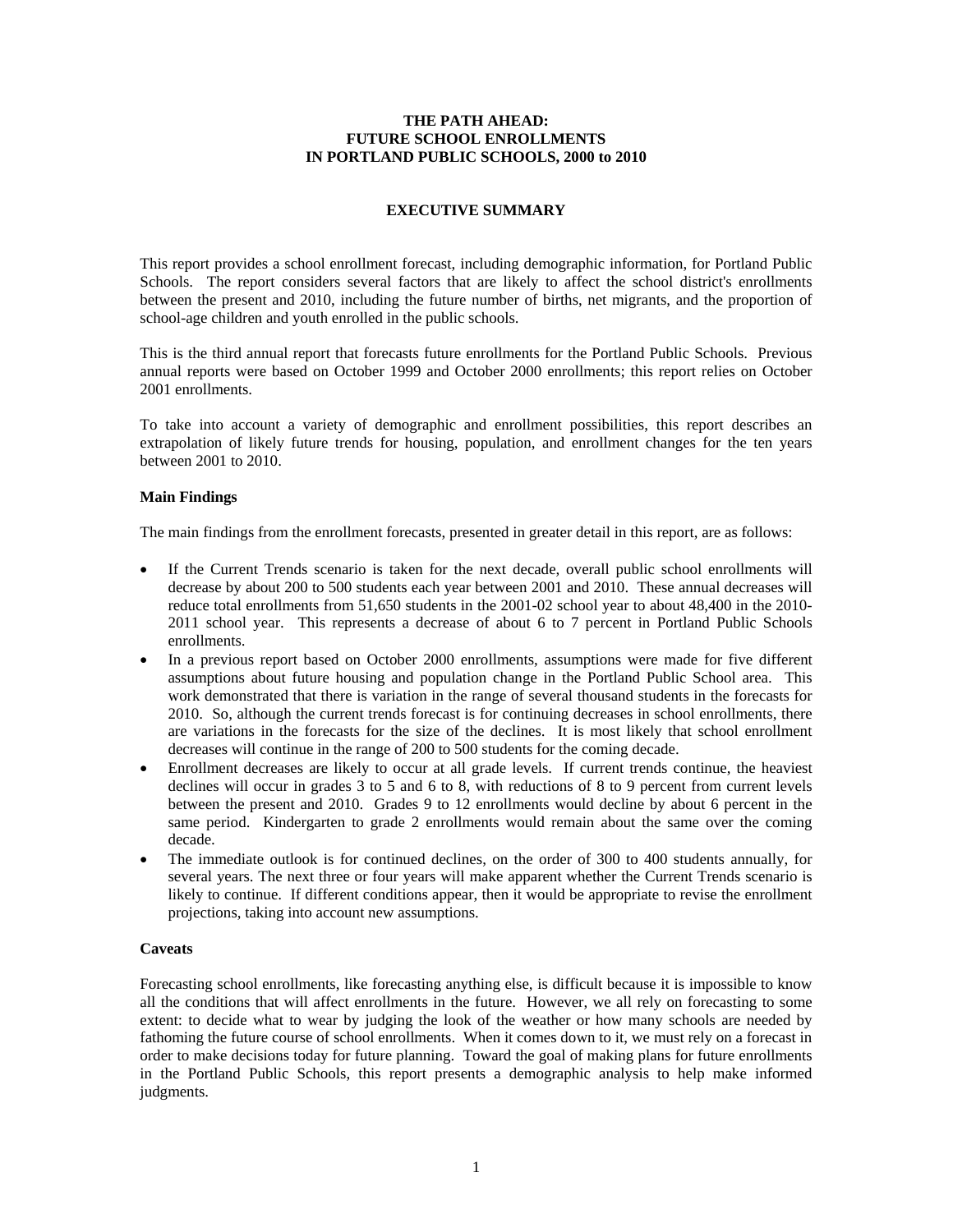# THE PATH AHEAD:
# FUTURE SCHOOL ENROLLMENTS
# IN PORTLAND PUBLIC SCHOOLS, 2000 to 2010

## EXECUTIVE SUMMARY

This report provides a school enrollment forecast, including demographic information, for Portland Public Schools. The report considers several factors that are likely to affect the school district's enrollments between the present and 2010, including the future number of births, net migrants, and the proportion of school-age children and youth enrolled in the public schools.

This is the third annual report that forecasts future enrollments for the Portland Public Schools. Previous annual reports were based on October 1999 and October 2000 enrollments; this report relies on October 2001 enrollments.

To take into account a variety of demographic and enrollment possibilities, this report describes an extrapolation of likely future trends for housing, population, and enrollment changes for the ten years between 2001 to 2010.

### Main Findings

The main findings from the enrollment forecasts, presented in greater detail in this report, are as follows:

- If the Current Trends scenario is taken for the next decade, overall public school enrollments will decrease by about 200 to 500 students each year between 2001 and 2010. These annual decreases will reduce total enrollments from 51,650 students in the 2001-02 school year to about 48,400 in the 2010-2011 school year. This represents a decrease of about 6 to 7 percent in Portland Public Schools enrollments.
- In a previous report based on October 2000 enrollments, assumptions were made for five different assumptions about future housing and population change in the Portland Public School area. This work demonstrated that there is variation in the range of several thousand students in the forecasts for 2010. So, although the current trends forecast is for continuing decreases in school enrollments, there are variations in the forecasts for the size of the declines. It is most likely that school enrollment decreases will continue in the range of 200 to 500 students for the coming decade.
- Enrollment decreases are likely to occur at all grade levels. If current trends continue, the heaviest declines will occur in grades 3 to 5 and 6 to 8, with reductions of 8 to 9 percent from current levels between the present and 2010. Grades 9 to 12 enrollments would decline by about 6 percent in the same period. Kindergarten to grade 2 enrollments would remain about the same over the coming decade.
- The immediate outlook is for continued declines, on the order of 300 to 400 students annually, for several years. The next three or four years will make apparent whether the Current Trends scenario is likely to continue. If different conditions appear, then it would be appropriate to revise the enrollment projections, taking into account new assumptions.

### Caveats

Forecasting school enrollments, like forecasting anything else, is difficult because it is impossible to know all the conditions that will affect enrollments in the future. However, we all rely on forecasting to some extent: to decide what to wear by judging the look of the weather or how many schools are needed by fathoming the future course of school enrollments. When it comes down to it, we must rely on a forecast in order to make decisions today for future planning. Toward the goal of making plans for future enrollments in the Portland Public Schools, this report presents a demographic analysis to help make informed judgments.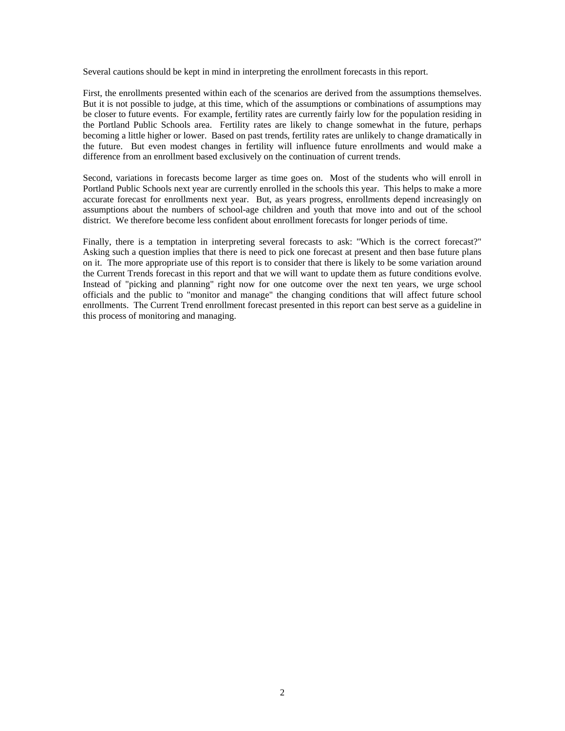Several cautions should be kept in mind in interpreting the enrollment forecasts in this report.

First, the enrollments presented within each of the scenarios are derived from the assumptions themselves. But it is not possible to judge, at this time, which of the assumptions or combinations of assumptions may be closer to future events. For example, fertility rates are currently fairly low for the population residing in the Portland Public Schools area. Fertility rates are likely to change somewhat in the future, perhaps becoming a little higher or lower. Based on past trends, fertility rates are unlikely to change dramatically in the future. But even modest changes in fertility will influence future enrollments and would make a difference from an enrollment based exclusively on the continuation of current trends.

Second, variations in forecasts become larger as time goes on. Most of the students who will enroll in Portland Public Schools next year are currently enrolled in the schools this year. This helps to make a more accurate forecast for enrollments next year. But, as years progress, enrollments depend increasingly on assumptions about the numbers of school-age children and youth that move into and out of the school district. We therefore become less confident about enrollment forecasts for longer periods of time.

Finally, there is a temptation in interpreting several forecasts to ask: "Which is the correct forecast?" Asking such a question implies that there is need to pick one forecast at present and then base future plans on it. The more appropriate use of this report is to consider that there is likely to be some variation around the Current Trends forecast in this report and that we will want to update them as future conditions evolve. Instead of "picking and planning" right now for one outcome over the next ten years, we urge school officials and the public to "monitor and manage" the changing conditions that will affect future school enrollments. The Current Trend enrollment forecast presented in this report can best serve as a guideline in this process of monitoring and managing.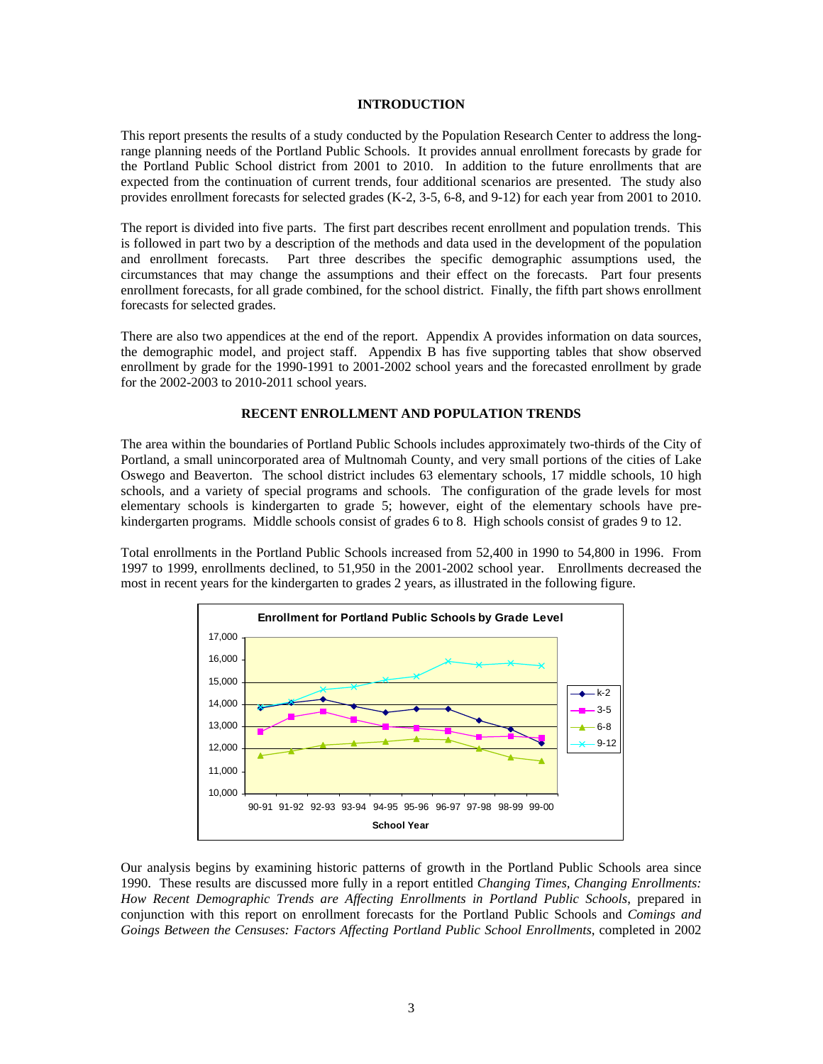## INTRODUCTION

This report presents the results of a study conducted by the Population Research Center to address the long-range planning needs of the Portland Public Schools. It provides annual enrollment forecasts by grade for the Portland Public School district from 2001 to 2010. In addition to the future enrollments that are expected from the continuation of current trends, four additional scenarios are presented. The study also provides enrollment forecasts for selected grades (K-2, 3-5, 6-8, and 9-12) for each year from 2001 to 2010.

The report is divided into five parts. The first part describes recent enrollment and population trends. This is followed in part two by a description of the methods and data used in the development of the population and enrollment forecasts. Part three describes the specific demographic assumptions used, the circumstances that may change the assumptions and their effect on the forecasts. Part four presents enrollment forecasts, for all grade combined, for the school district. Finally, the fifth part shows enrollment forecasts for selected grades.

There are also two appendices at the end of the report. Appendix A provides information on data sources, the demographic model, and project staff. Appendix B has five supporting tables that show observed enrollment by grade for the 1990-1991 to 2001-2002 school years and the forecasted enrollment by grade for the 2002-2003 to 2010-2011 school years.

## RECENT ENROLLMENT AND POPULATION TRENDS

The area within the boundaries of Portland Public Schools includes approximately two-thirds of the City of Portland, a small unincorporated area of Multnomah County, and very small portions of the cities of Lake Oswego and Beaverton. The school district includes 63 elementary schools, 17 middle schools, 10 high schools, and a variety of special programs and schools. The configuration of the grade levels for most elementary schools is kindergarten to grade 5; however, eight of the elementary schools have pre-kindergarten programs. Middle schools consist of grades 6 to 8. High schools consist of grades 9 to 12.

Total enrollments in the Portland Public Schools increased from 52,400 in 1990 to 54,800 in 1996. From 1997 to 1999, enrollments declined, to 51,950 in the 2001-2002 school year. Enrollments decreased the most in recent years for the kindergarten to grades 2 years, as illustrated in the following figure.

**Enrollment for Portland Public Schools by Grade Level**

Our analysis begins by examining historic patterns of growth in the Portland Public Schools area since 1990. These results are discussed more fully in a report entitled *Changing Times, Changing Enrollments: How Recent Demographic Trends are Affecting Enrollments in Portland Public Schools*, prepared in conjunction with this report on enrollment forecasts for the Portland Public Schools and *Comings and Goings Between the Censuses: Factors Affecting Portland Public School Enrollments*, completed in 2002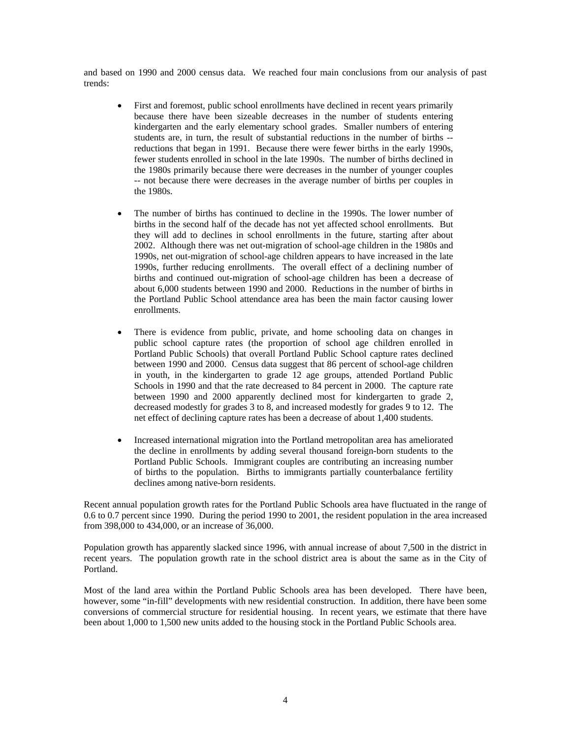and based on 1990 and 2000 census data. We reached four main conclusions from our analysis of past trends:

- First and foremost, public school enrollments have declined in recent years primarily because there have been sizeable decreases in the number of students entering kindergarten and the early elementary school grades. Smaller numbers of entering students are, in turn, the result of substantial reductions in the number of births -- reductions that began in 1991. Because there were fewer births in the early 1990s, fewer students enrolled in school in the late 1990s. The number of births declined in the 1980s primarily because there were decreases in the number of younger couples -- not because there were decreases in the average number of births per couples in the 1980s.

- The number of births has continued to decline in the 1990s. The lower number of births in the second half of the decade has not yet affected school enrollments. But they will add to declines in school enrollments in the future, starting after about 2002. Although there was net out-migration of school-age children in the 1980s and 1990s, net out-migration of school-age children appears to have increased in the late 1990s, further reducing enrollments. The overall effect of a declining number of births and continued out-migration of school-age children has been a decrease of about 6,000 students between 1990 and 2000. Reductions in the number of births in the Portland Public School attendance area has been the main factor causing lower enrollments.

- There is evidence from public, private, and home schooling data on changes in public school capture rates (the proportion of school age children enrolled in Portland Public Schools) that overall Portland Public School capture rates declined between 1990 and 2000. Census data suggest that 86 percent of school-age children in youth, in the kindergarten to grade 12 age groups, attended Portland Public Schools in 1990 and that the rate decreased to 84 percent in 2000. The capture rate between 1990 and 2000 apparently declined most for kindergarten to grade 2, decreased modestly for grades 3 to 8, and increased modestly for grades 9 to 12. The net effect of declining capture rates has been a decrease of about 1,400 students.

- Increased international migration into the Portland metropolitan area has ameliorated the decline in enrollments by adding several thousand foreign-born students to the Portland Public Schools. Immigrant couples are contributing an increasing number of births to the population. Births to immigrants partially counterbalance fertility declines among native-born residents.

Recent annual population growth rates for the Portland Public Schools area have fluctuated in the range of 0.6 to 0.7 percent since 1990. During the period 1990 to 2001, the resident population in the area increased from 398,000 to 434,000, or an increase of 36,000.

Population growth has apparently slacked since 1996, with annual increase of about 7,500 in the district in recent years. The population growth rate in the school district area is about the same as in the City of Portland.

Most of the land area within the Portland Public Schools area has been developed. There have been, however, some "in-fill" developments with new residential construction. In addition, there have been some conversions of commercial structure for residential housing. In recent years, we estimate that there have been about 1,000 to 1,500 new units added to the housing stock in the Portland Public Schools area.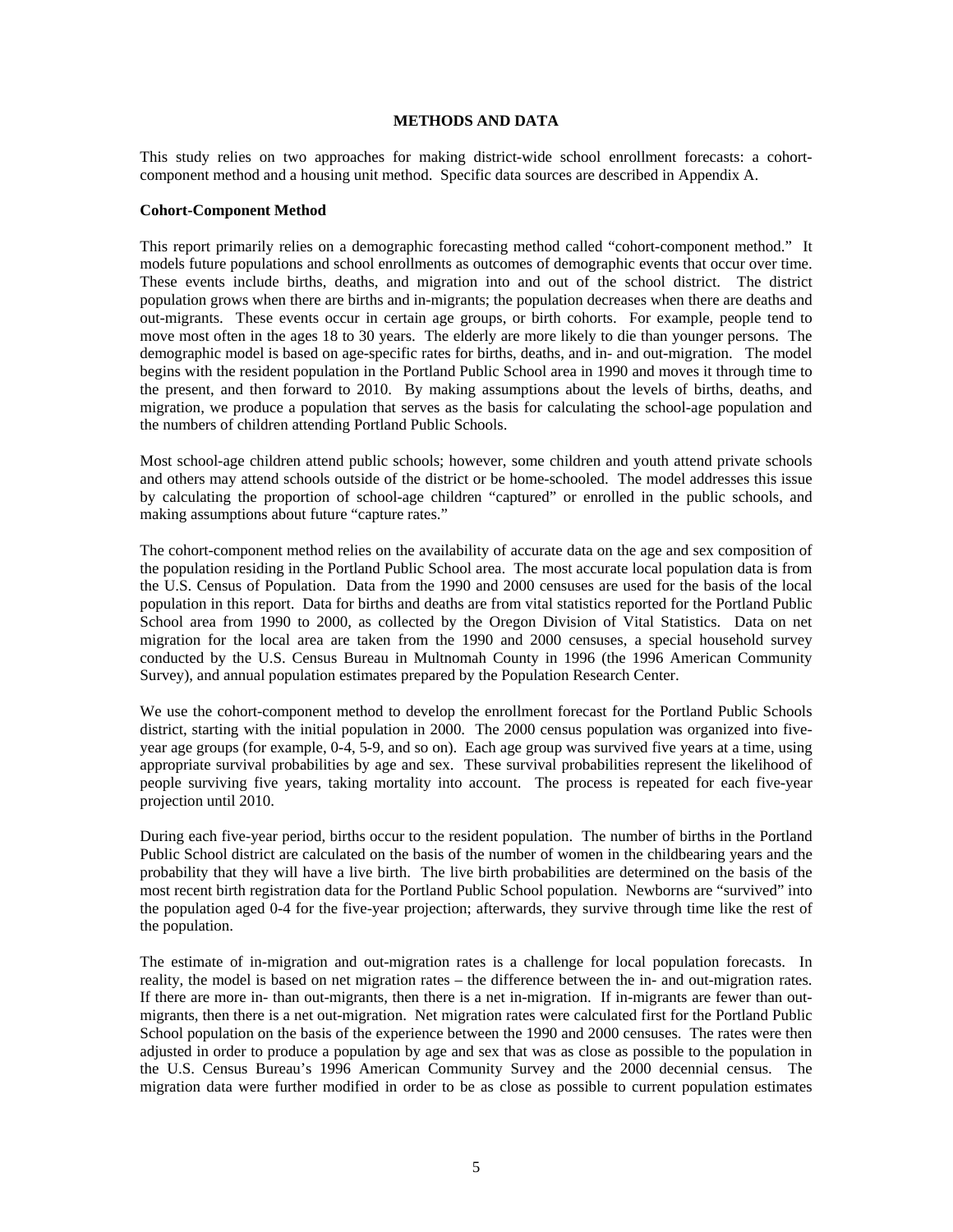## METHODS AND DATA

This study relies on two approaches for making district-wide school enrollment forecasts: a cohort-component method and a housing unit method. Specific data sources are described in Appendix A.

### Cohort-Component Method

This report primarily relies on a demographic forecasting method called "cohort-component method." It models future populations and school enrollments as outcomes of demographic events that occur over time. These events include births, deaths, and migration into and out of the school district. The district population grows when there are births and in-migrants; the population decreases when there are deaths and out-migrants. These events occur in certain age groups, or birth cohorts. For example, people tend to move most often in the ages 18 to 30 years. The elderly are more likely to die than younger persons. The demographic model is based on age-specific rates for births, deaths, and in- and out-migration. The model begins with the resident population in the Portland Public School area in 1990 and moves it through time to the present, and then forward to 2010. By making assumptions about the levels of births, deaths, and migration, we produce a population that serves as the basis for calculating the school-age population and the numbers of children attending Portland Public Schools.

Most school-age children attend public schools; however, some children and youth attend private schools and others may attend schools outside of the district or be home-schooled. The model addresses this issue by calculating the proportion of school-age children "captured" or enrolled in the public schools, and making assumptions about future "capture rates."

The cohort-component method relies on the availability of accurate data on the age and sex composition of the population residing in the Portland Public School area. The most accurate local population data is from the U.S. Census of Population. Data from the 1990 and 2000 censuses are used for the basis of the local population in this report. Data for births and deaths are from vital statistics reported for the Portland Public School area from 1990 to 2000, as collected by the Oregon Division of Vital Statistics. Data on net migration for the local area are taken from the 1990 and 2000 censuses, a special household survey conducted by the U.S. Census Bureau in Multnomah County in 1996 (the 1996 American Community Survey), and annual population estimates prepared by the Population Research Center.

We use the cohort-component method to develop the enrollment forecast for the Portland Public Schools district, starting with the initial population in 2000. The 2000 census population was organized into five-year age groups (for example, 0-4, 5-9, and so on). Each age group was survived five years at a time, using appropriate survival probabilities by age and sex. These survival probabilities represent the likelihood of people surviving five years, taking mortality into account. The process is repeated for each five-year projection until 2010.

During each five-year period, births occur to the resident population. The number of births in the Portland Public School district are calculated on the basis of the number of women in the childbearing years and the probability that they will have a live birth. The live birth probabilities are determined on the basis of the most recent birth registration data for the Portland Public School population. Newborns are "survived" into the population aged 0-4 for the five-year projection; afterwards, they survive through time like the rest of the population.

The estimate of in-migration and out-migration rates is a challenge for local population forecasts. In reality, the model is based on net migration rates – the difference between the in- and out-migration rates. If there are more in- than out-migrants, then there is a net in-migration. If in-migrants are fewer than out-migrants, then there is a net out-migration. Net migration rates were calculated first for the Portland Public School population on the basis of the experience between the 1990 and 2000 censuses. The rates were then adjusted in order to produce a population by age and sex that was as close as possible to the population in the U.S. Census Bureau's 1996 American Community Survey and the 2000 decennial census. The migration data were further modified in order to be as close as possible to current population estimates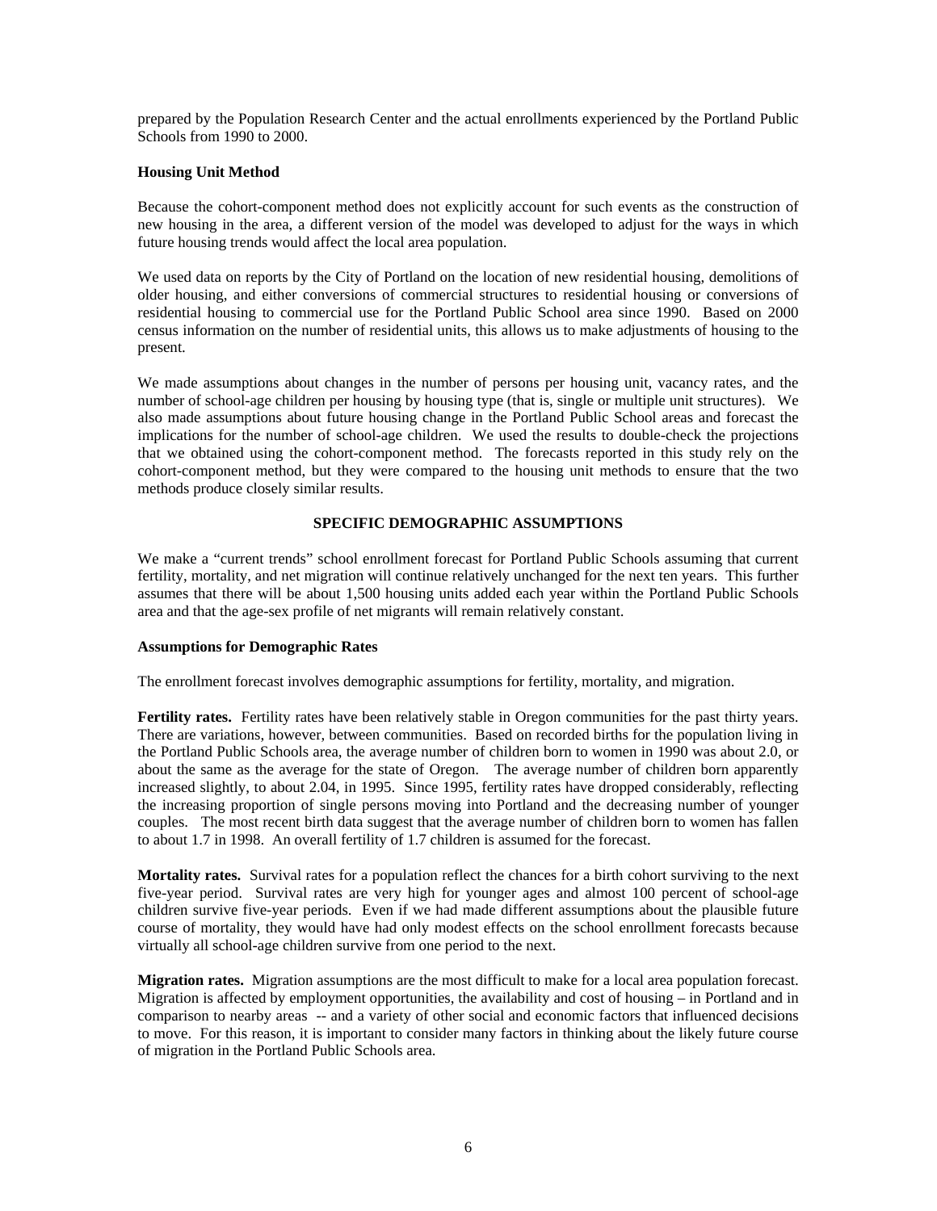prepared by the Population Research Center and the actual enrollments experienced by the Portland Public Schools from 1990 to 2000.

**Housing Unit Method**

Because the cohort-component method does not explicitly account for such events as the construction of new housing in the area, a different version of the model was developed to adjust for the ways in which future housing trends would affect the local area population.

We used data on reports by the City of Portland on the location of new residential housing, demolitions of older housing, and either conversions of commercial structures to residential housing or conversions of residential housing to commercial use for the Portland Public School area since 1990. Based on 2000 census information on the number of residential units, this allows us to make adjustments of housing to the present.

We made assumptions about changes in the number of persons per housing unit, vacancy rates, and the number of school-age children per housing by housing type (that is, single or multiple unit structures). We also made assumptions about future housing change in the Portland Public School areas and forecast the implications for the number of school-age children. We used the results to double-check the projections that we obtained using the cohort-component method. The forecasts reported in this study rely on the cohort-component method, but they were compared to the housing unit methods to ensure that the two methods produce closely similar results.

## SPECIFIC DEMOGRAPHIC ASSUMPTIONS

We make a "current trends" school enrollment forecast for Portland Public Schools assuming that current fertility, mortality, and net migration will continue relatively unchanged for the next ten years. This further assumes that there will be about 1,500 housing units added each year within the Portland Public Schools area and that the age-sex profile of net migrants will remain relatively constant.

**Assumptions for Demographic Rates**

The enrollment forecast involves demographic assumptions for fertility, mortality, and migration.

**Fertility rates.** Fertility rates have been relatively stable in Oregon communities for the past thirty years. There are variations, however, between communities. Based on recorded births for the population living in the Portland Public Schools area, the average number of children born to women in 1990 was about 2.0, or about the same as the average for the state of Oregon. The average number of children born apparently increased slightly, to about 2.04, in 1995. Since 1995, fertility rates have dropped considerably, reflecting the increasing proportion of single persons moving into Portland and the decreasing number of younger couples. The most recent birth data suggest that the average number of children born to women has fallen to about 1.7 in 1998. An overall fertility of 1.7 children is assumed for the forecast.

**Mortality rates.** Survival rates for a population reflect the chances for a birth cohort surviving to the next five-year period. Survival rates are very high for younger ages and almost 100 percent of school-age children survive five-year periods. Even if we had made different assumptions about the plausible future course of mortality, they would have had only modest effects on the school enrollment forecasts because virtually all school-age children survive from one period to the next.

**Migration rates.** Migration assumptions are the most difficult to make for a local area population forecast. Migration is affected by employment opportunities, the availability and cost of housing – in Portland and in comparison to nearby areas -- and a variety of other social and economic factors that influenced decisions to move. For this reason, it is important to consider many factors in thinking about the likely future course of migration in the Portland Public Schools area.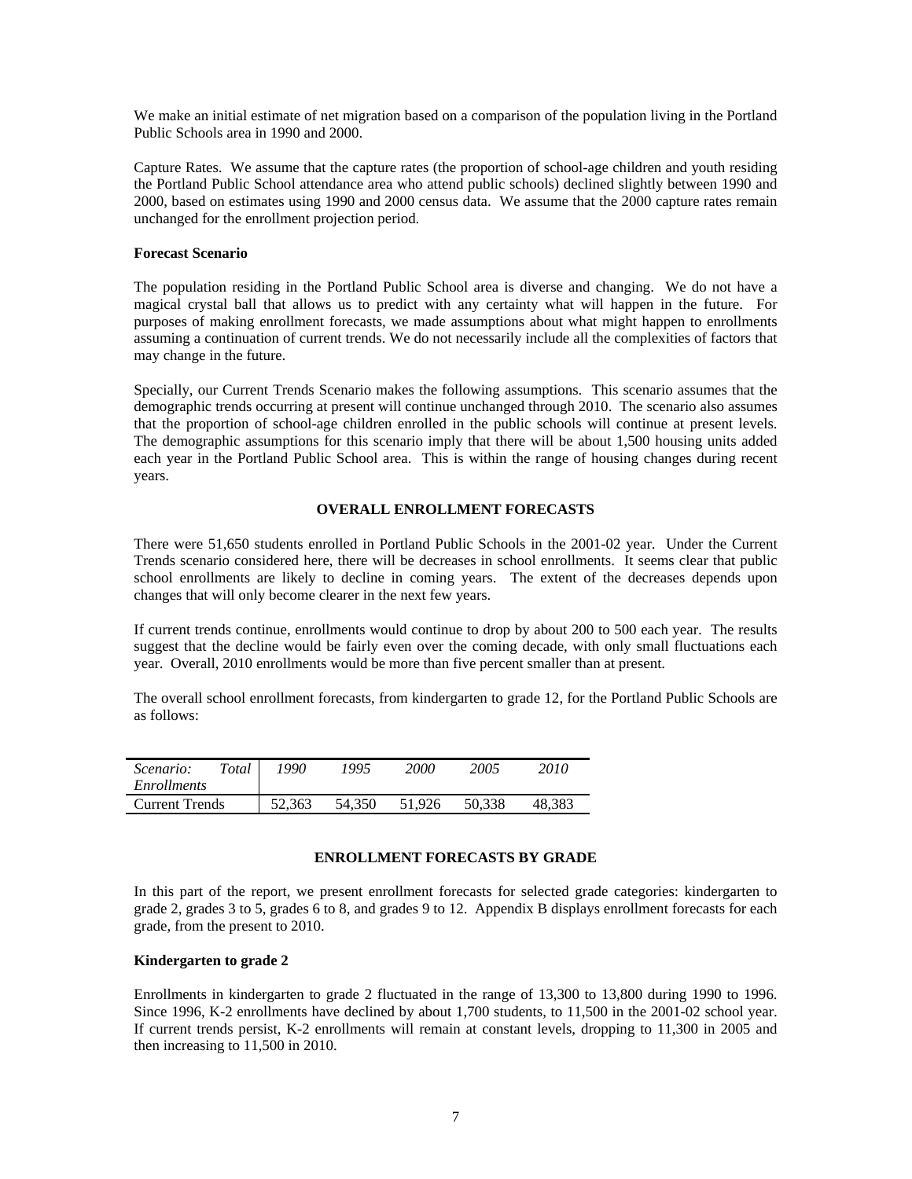We make an initial estimate of net migration based on a comparison of the population living in the Portland Public Schools area in 1990 and 2000.

Capture Rates. We assume that the capture rates (the proportion of school-age children and youth residing the Portland Public School attendance area who attend public schools) declined slightly between 1990 and 2000, based on estimates using 1990 and 2000 census data. We assume that the 2000 capture rates remain unchanged for the enrollment projection period.

**Forecast Scenario**

The population residing in the Portland Public School area is diverse and changing. We do not have a magical crystal ball that allows us to predict with any certainty what will happen in the future. For purposes of making enrollment forecasts, we made assumptions about what might happen to enrollments assuming a continuation of current trends. We do not necessarily include all the complexities of factors that may change in the future.

Specially, our Current Trends Scenario makes the following assumptions. This scenario assumes that the demographic trends occurring at present will continue unchanged through 2010. The scenario also assumes that the proportion of school-age children enrolled in the public schools will continue at present levels. The demographic assumptions for this scenario imply that there will be about 1,500 housing units added each year in the Portland Public School area. This is within the range of housing changes during recent years.

## OVERALL ENROLLMENT FORECASTS

There were 51,650 students enrolled in Portland Public Schools in the 2001-02 year. Under the Current Trends scenario considered here, there will be decreases in school enrollments. It seems clear that public school enrollments are likely to decline in coming years. The extent of the decreases depends upon changes that will only become clearer in the next few years.

If current trends continue, enrollments would continue to drop by about 200 to 500 each year. The results suggest that the decline would be fairly even over the coming decade, with only small fluctuations each year. Overall, 2010 enrollments would be more than five percent smaller than at present.

The overall school enrollment forecasts, from kindergarten to grade 12, for the Portland Public Schools are as follows:

| *Scenario: Total Enrollments* | *1990* | *1995* | *2000* | *2005* | *2010* |
|---|---|---|---|---|---|
| Current Trends | 52,363 | 54,350 | 51,926 | 50,338 | 48,383 |

## ENROLLMENT FORECASTS BY GRADE

In this part of the report, we present enrollment forecasts for selected grade categories: kindergarten to grade 2, grades 3 to 5, grades 6 to 8, and grades 9 to 12. Appendix B displays enrollment forecasts for each grade, from the present to 2010.

**Kindergarten to grade 2**

Enrollments in kindergarten to grade 2 fluctuated in the range of 13,300 to 13,800 during 1990 to 1996. Since 1996, K-2 enrollments have declined by about 1,700 students, to 11,500 in the 2001-02 school year. If current trends persist, K-2 enrollments will remain at constant levels, dropping to 11,300 in 2005 and then increasing to 11,500 in 2010.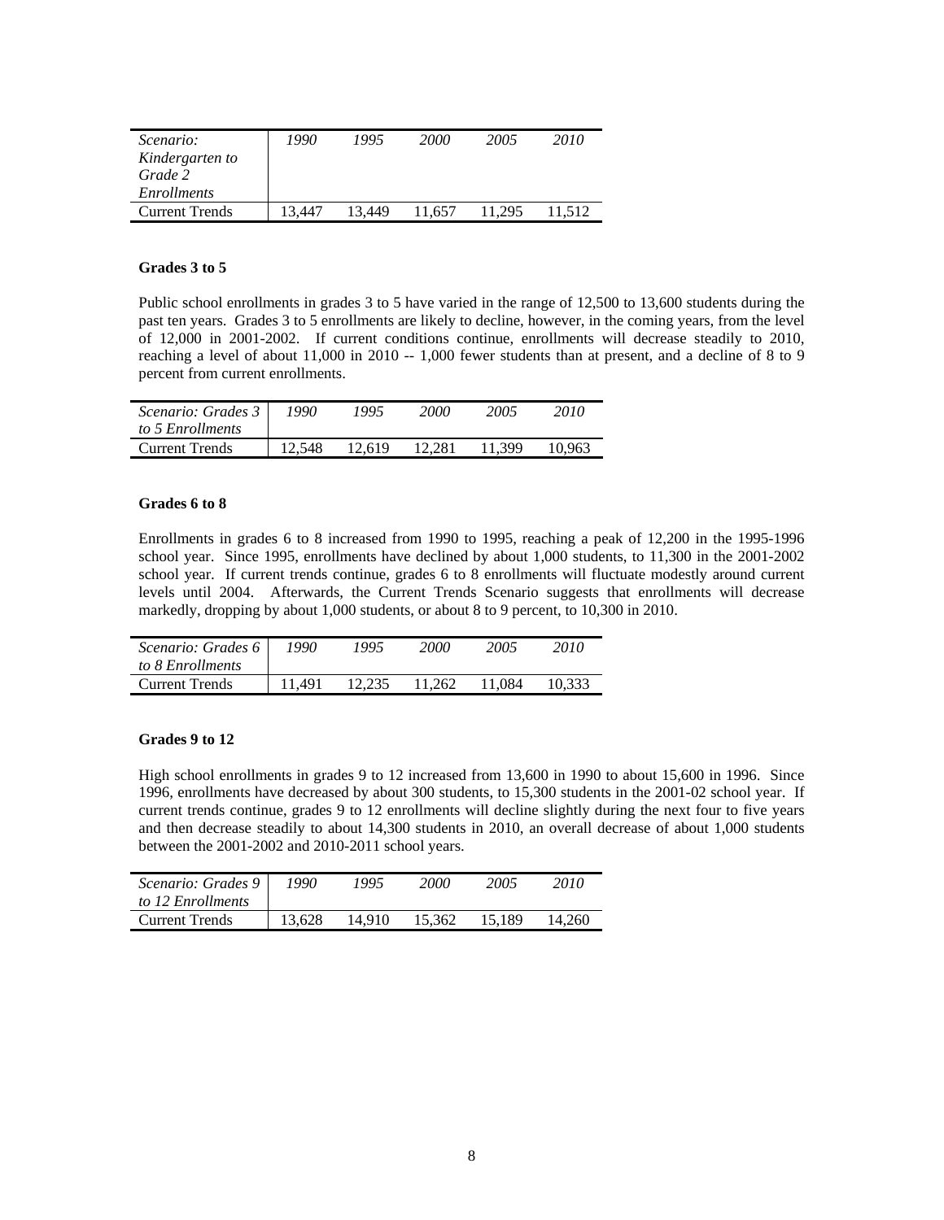| *Scenario: Kindergarten to Grade 2 Enrollments* | *1990* | *1995* | *2000* | *2005* | *2010* |
|---|---|---|---|---|---|
| Current Trends | 13,447 | 13,449 | 11,657 | 11,295 | 11,512 |

**Grades 3 to 5**

Public school enrollments in grades 3 to 5 have varied in the range of 12,500 to 13,600 students during the past ten years. Grades 3 to 5 enrollments are likely to decline, however, in the coming years, from the level of 12,000 in 2001-2002. If current conditions continue, enrollments will decrease steadily to 2010, reaching a level of about 11,000 in 2010 -- 1,000 fewer students than at present, and a decline of 8 to 9 percent from current enrollments.

| *Scenario: Grades 3 to 5 Enrollments* | *1990* | *1995* | *2000* | *2005* | *2010* |
|---|---|---|---|---|---|
| Current Trends | 12,548 | 12,619 | 12,281 | 11,399 | 10,963 |

**Grades 6 to 8**

Enrollments in grades 6 to 8 increased from 1990 to 1995, reaching a peak of 12,200 in the 1995-1996 school year. Since 1995, enrollments have declined by about 1,000 students, to 11,300 in the 2001-2002 school year. If current trends continue, grades 6 to 8 enrollments will fluctuate modestly around current levels until 2004. Afterwards, the Current Trends Scenario suggests that enrollments will decrease markedly, dropping by about 1,000 students, or about 8 to 9 percent, to 10,300 in 2010.

| *Scenario: Grades 6 to 8 Enrollments* | *1990* | *1995* | *2000* | *2005* | *2010* |
|---|---|---|---|---|---|
| Current Trends | 11,491 | 12,235 | 11,262 | 11,084 | 10,333 |

**Grades 9 to 12**

High school enrollments in grades 9 to 12 increased from 13,600 in 1990 to about 15,600 in 1996. Since 1996, enrollments have decreased by about 300 students, to 15,300 students in the 2001-02 school year. If current trends continue, grades 9 to 12 enrollments will decline slightly during the next four to five years and then decrease steadily to about 14,300 students in 2010, an overall decrease of about 1,000 students between the 2001-2002 and 2010-2011 school years.

| *Scenario: Grades 9 to 12 Enrollments* | *1990* | *1995* | *2000* | *2005* | *2010* |
|---|---|---|---|---|---|
| Current Trends | 13,628 | 14,910 | 15,362 | 15,189 | 14,260 |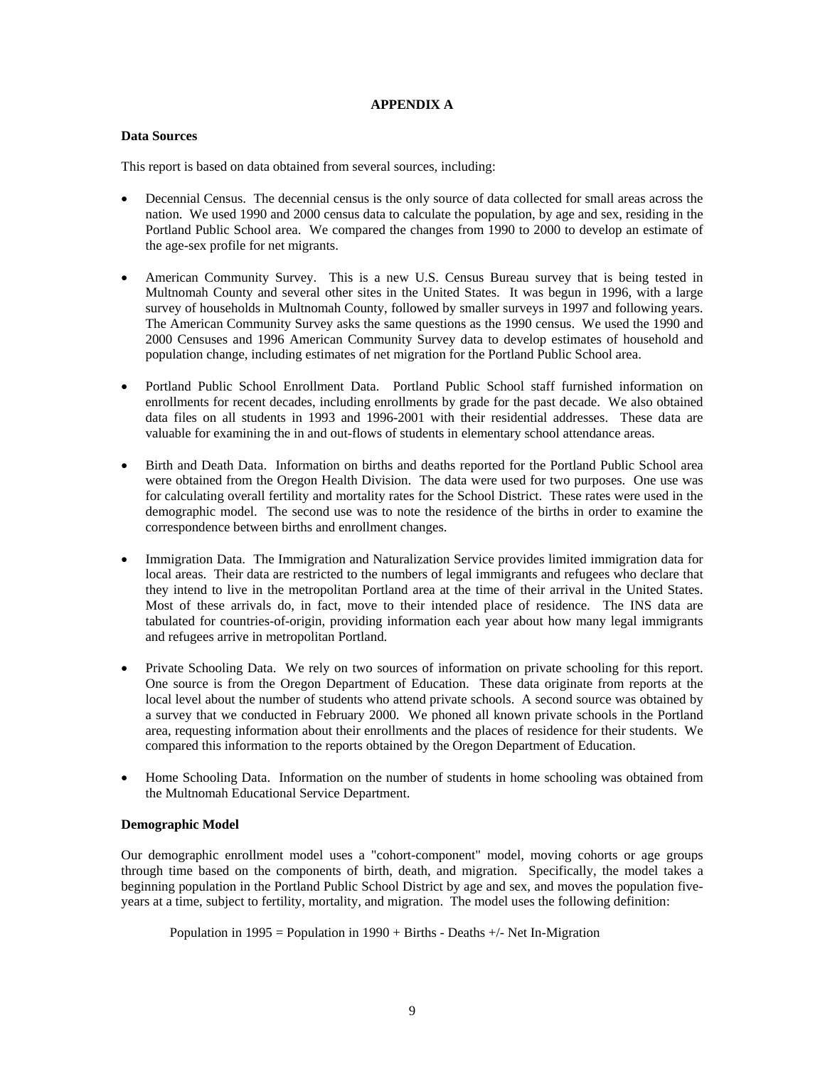## APPENDIX A

### Data Sources

This report is based on data obtained from several sources, including:

- Decennial Census. The decennial census is the only source of data collected for small areas across the nation. We used 1990 and 2000 census data to calculate the population, by age and sex, residing in the Portland Public School area. We compared the changes from 1990 to 2000 to develop an estimate of the age-sex profile for net migrants.

- American Community Survey. This is a new U.S. Census Bureau survey that is being tested in Multnomah County and several other sites in the United States. It was begun in 1996, with a large survey of households in Multnomah County, followed by smaller surveys in 1997 and following years. The American Community Survey asks the same questions as the 1990 census. We used the 1990 and 2000 Censuses and 1996 American Community Survey data to develop estimates of household and population change, including estimates of net migration for the Portland Public School area.

- Portland Public School Enrollment Data. Portland Public School staff furnished information on enrollments for recent decades, including enrollments by grade for the past decade. We also obtained data files on all students in 1993 and 1996-2001 with their residential addresses. These data are valuable for examining the in and out-flows of students in elementary school attendance areas.

- Birth and Death Data. Information on births and deaths reported for the Portland Public School area were obtained from the Oregon Health Division. The data were used for two purposes. One use was for calculating overall fertility and mortality rates for the School District. These rates were used in the demographic model. The second use was to note the residence of the births in order to examine the correspondence between births and enrollment changes.

- Immigration Data. The Immigration and Naturalization Service provides limited immigration data for local areas. Their data are restricted to the numbers of legal immigrants and refugees who declare that they intend to live in the metropolitan Portland area at the time of their arrival in the United States. Most of these arrivals do, in fact, move to their intended place of residence. The INS data are tabulated for countries-of-origin, providing information each year about how many legal immigrants and refugees arrive in metropolitan Portland.

- Private Schooling Data. We rely on two sources of information on private schooling for this report. One source is from the Oregon Department of Education. These data originate from reports at the local level about the number of students who attend private schools. A second source was obtained by a survey that we conducted in February 2000. We phoned all known private schools in the Portland area, requesting information about their enrollments and the places of residence for their students. We compared this information to the reports obtained by the Oregon Department of Education.

- Home Schooling Data. Information on the number of students in home schooling was obtained from the Multnomah Educational Service Department.

### Demographic Model

Our demographic enrollment model uses a "cohort-component" model, moving cohorts or age groups through time based on the components of birth, death, and migration. Specifically, the model takes a beginning population in the Portland Public School District by age and sex, and moves the population five-years at a time, subject to fertility, mortality, and migration. The model uses the following definition:

Population in 1995 = Population in 1990 + Births - Deaths +/- Net In-Migration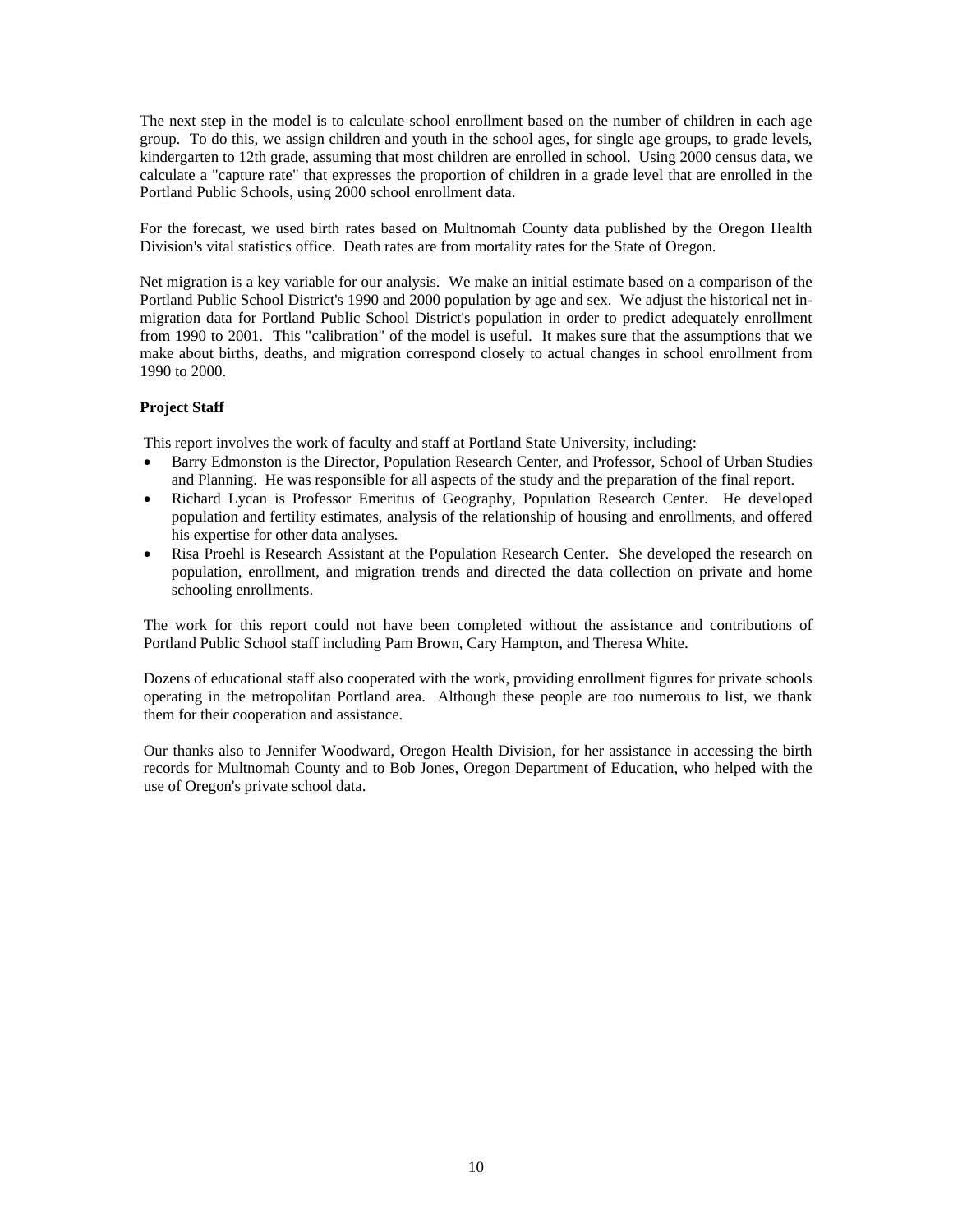The next step in the model is to calculate school enrollment based on the number of children in each age group. To do this, we assign children and youth in the school ages, for single age groups, to grade levels, kindergarten to 12th grade, assuming that most children are enrolled in school. Using 2000 census data, we calculate a "capture rate" that expresses the proportion of children in a grade level that are enrolled in the Portland Public Schools, using 2000 school enrollment data.

For the forecast, we used birth rates based on Multnomah County data published by the Oregon Health Division's vital statistics office. Death rates are from mortality rates for the State of Oregon.

Net migration is a key variable for our analysis. We make an initial estimate based on a comparison of the Portland Public School District's 1990 and 2000 population by age and sex. We adjust the historical net in-migration data for Portland Public School District's population in order to predict adequately enrollment from 1990 to 2001. This "calibration" of the model is useful. It makes sure that the assumptions that we make about births, deaths, and migration correspond closely to actual changes in school enrollment from 1990 to 2000.

**Project Staff**

This report involves the work of faculty and staff at Portland State University, including:

- Barry Edmonston is the Director, Population Research Center, and Professor, School of Urban Studies and Planning. He was responsible for all aspects of the study and the preparation of the final report.
- Richard Lycan is Professor Emeritus of Geography, Population Research Center. He developed population and fertility estimates, analysis of the relationship of housing and enrollments, and offered his expertise for other data analyses.
- Risa Proehl is Research Assistant at the Population Research Center. She developed the research on population, enrollment, and migration trends and directed the data collection on private and home schooling enrollments.

The work for this report could not have been completed without the assistance and contributions of Portland Public School staff including Pam Brown, Cary Hampton, and Theresa White.

Dozens of educational staff also cooperated with the work, providing enrollment figures for private schools operating in the metropolitan Portland area. Although these people are too numerous to list, we thank them for their cooperation and assistance.

Our thanks also to Jennifer Woodward, Oregon Health Division, for her assistance in accessing the birth records for Multnomah County and to Bob Jones, Oregon Department of Education, who helped with the use of Oregon's private school data.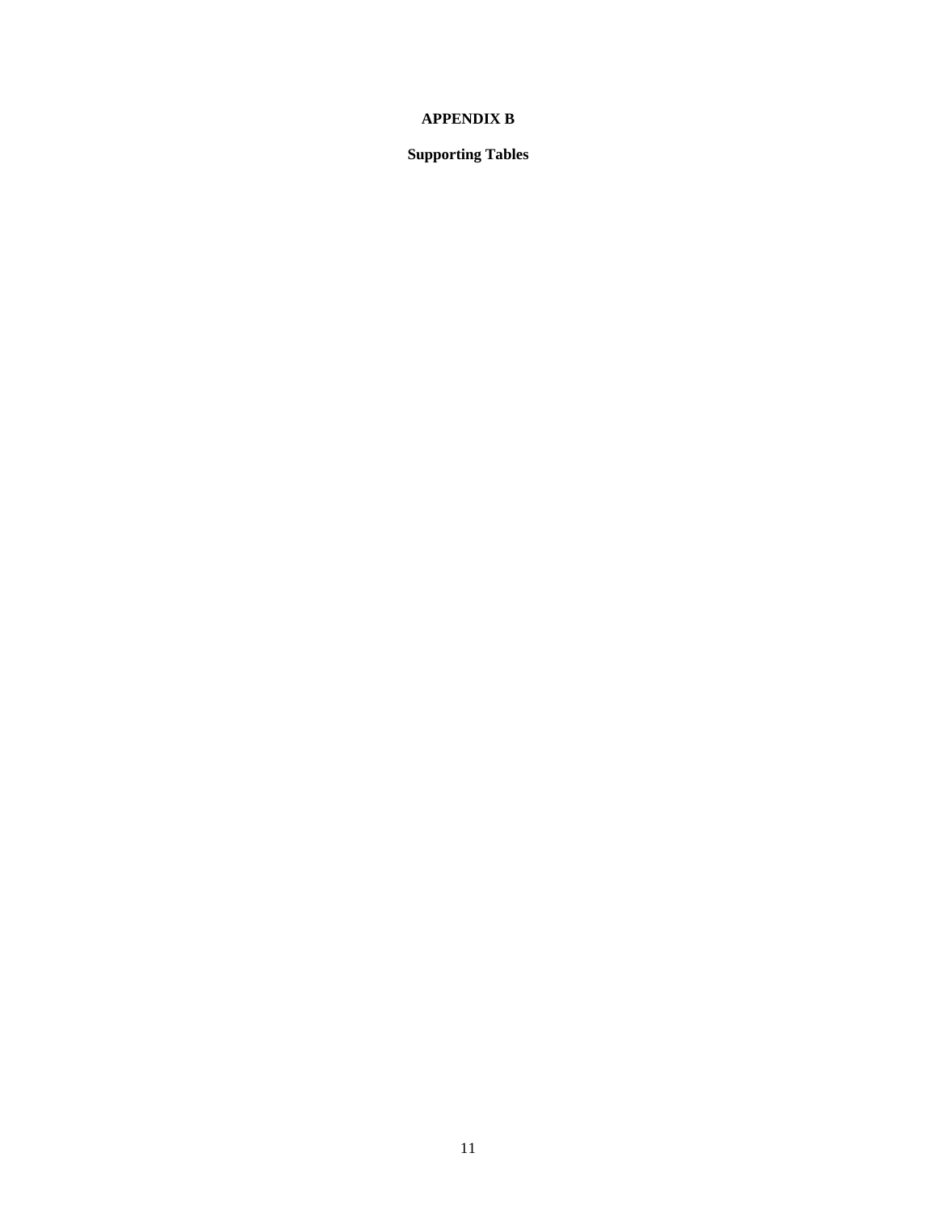# APPENDIX B

## Supporting Tables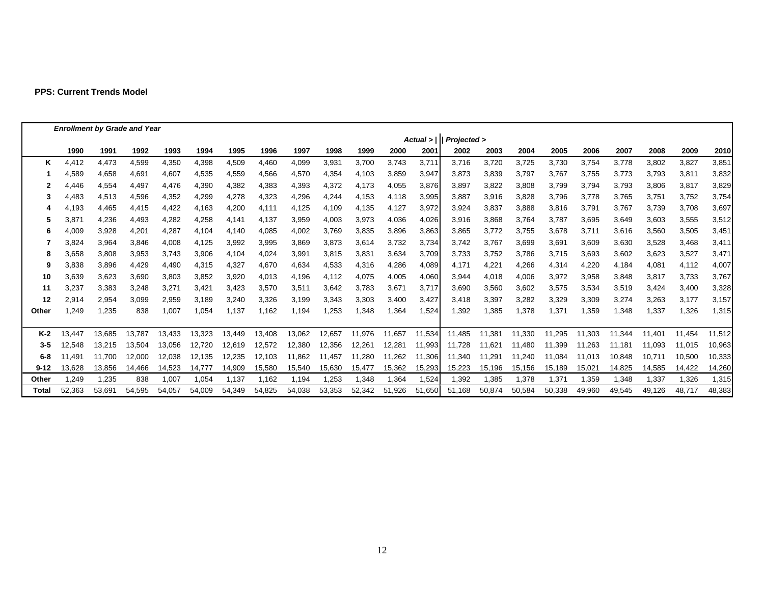**PPS: Current Trends Model**

| *Enrollment by Grade and Year* | | | | | | | | | | | | | | | | | | | | | |
|---|---|---|---|---|---|---|---|---|---|---|---|---|---|---|---|---|---|---|---|---|---|
| | | | | | | | | | | | | *Actual >* | *Projected >* | | | | | | | | |
| | 1990 | 1991 | 1992 | 1993 | 1994 | 1995 | 1996 | 1997 | 1998 | 1999 | 2000 | 2001 | 2002 | 2003 | 2004 | 2005 | 2006 | 2007 | 2008 | 2009 | 2010 |
| **K** | 4,412 | 4,473 | 4,599 | 4,350 | 4,398 | 4,509 | 4,460 | 4,099 | 3,931 | 3,700 | 3,743 | 3,711 | 3,716 | 3,720 | 3,725 | 3,730 | 3,754 | 3,778 | 3,802 | 3,827 | 3,851 |
| **1** | 4,589 | 4,658 | 4,691 | 4,607 | 4,535 | 4,559 | 4,566 | 4,570 | 4,354 | 4,103 | 3,859 | 3,947 | 3,873 | 3,839 | 3,797 | 3,767 | 3,755 | 3,773 | 3,793 | 3,811 | 3,832 |
| **2** | 4,446 | 4,554 | 4,497 | 4,476 | 4,390 | 4,382 | 4,383 | 4,393 | 4,372 | 4,173 | 4,055 | 3,876 | 3,897 | 3,822 | 3,808 | 3,799 | 3,794 | 3,793 | 3,806 | 3,817 | 3,829 |
| **3** | 4,483 | 4,513 | 4,596 | 4,352 | 4,299 | 4,278 | 4,323 | 4,296 | 4,244 | 4,153 | 4,118 | 3,995 | 3,887 | 3,916 | 3,828 | 3,796 | 3,778 | 3,765 | 3,751 | 3,752 | 3,754 |
| **4** | 4,193 | 4,465 | 4,415 | 4,422 | 4,163 | 4,200 | 4,111 | 4,125 | 4,109 | 4,135 | 4,127 | 3,972 | 3,924 | 3,837 | 3,888 | 3,816 | 3,791 | 3,767 | 3,739 | 3,708 | 3,697 |
| **5** | 3,871 | 4,236 | 4,493 | 4,282 | 4,258 | 4,141 | 4,137 | 3,959 | 4,003 | 3,973 | 4,036 | 4,026 | 3,916 | 3,868 | 3,764 | 3,787 | 3,695 | 3,649 | 3,603 | 3,555 | 3,512 |
| **6** | 4,009 | 3,928 | 4,201 | 4,287 | 4,104 | 4,140 | 4,085 | 4,002 | 3,769 | 3,835 | 3,896 | 3,863 | 3,865 | 3,772 | 3,755 | 3,678 | 3,711 | 3,616 | 3,560 | 3,505 | 3,451 |
| **7** | 3,824 | 3,964 | 3,846 | 4,008 | 4,125 | 3,992 | 3,995 | 3,869 | 3,873 | 3,614 | 3,732 | 3,734 | 3,742 | 3,767 | 3,699 | 3,691 | 3,609 | 3,630 | 3,528 | 3,468 | 3,411 |
| **8** | 3,658 | 3,808 | 3,953 | 3,743 | 3,906 | 4,104 | 4,024 | 3,991 | 3,815 | 3,831 | 3,634 | 3,709 | 3,733 | 3,752 | 3,786 | 3,715 | 3,693 | 3,602 | 3,623 | 3,527 | 3,471 |
| **9** | 3,838 | 3,896 | 4,429 | 4,490 | 4,315 | 4,327 | 4,670 | 4,634 | 4,533 | 4,316 | 4,286 | 4,089 | 4,171 | 4,221 | 4,266 | 4,314 | 4,220 | 4,184 | 4,081 | 4,112 | 4,007 |
| **10** | 3,639 | 3,623 | 3,690 | 3,803 | 3,852 | 3,920 | 4,013 | 4,196 | 4,112 | 4,075 | 4,005 | 4,060 | 3,944 | 4,018 | 4,006 | 3,972 | 3,958 | 3,848 | 3,817 | 3,733 | 3,767 |
| **11** | 3,237 | 3,383 | 3,248 | 3,271 | 3,421 | 3,423 | 3,570 | 3,511 | 3,642 | 3,783 | 3,671 | 3,717 | 3,690 | 3,560 | 3,602 | 3,575 | 3,534 | 3,519 | 3,424 | 3,400 | 3,328 |
| **12** | 2,914 | 2,954 | 3,099 | 2,959 | 3,189 | 3,240 | 3,326 | 3,199 | 3,343 | 3,303 | 3,400 | 3,427 | 3,418 | 3,397 | 3,282 | 3,329 | 3,309 | 3,274 | 3,263 | 3,177 | 3,157 |
| **Other** | 1,249 | 1,235 | 838 | 1,007 | 1,054 | 1,137 | 1,162 | 1,194 | 1,253 | 1,348 | 1,364 | 1,524 | 1,392 | 1,385 | 1,378 | 1,371 | 1,359 | 1,348 | 1,337 | 1,326 | 1,315 |
| | | | | | | | | | | | | | | | | | | | | | |
| **K-2** | 13,447 | 13,685 | 13,787 | 13,433 | 13,323 | 13,449 | 13,408 | 13,062 | 12,657 | 11,976 | 11,657 | 11,534 | 11,485 | 11,381 | 11,330 | 11,295 | 11,303 | 11,344 | 11,401 | 11,454 | 11,512 |
| **3-5** | 12,548 | 13,215 | 13,504 | 13,056 | 12,720 | 12,619 | 12,572 | 12,380 | 12,356 | 12,261 | 12,281 | 11,993 | 11,728 | 11,621 | 11,480 | 11,399 | 11,263 | 11,181 | 11,093 | 11,015 | 10,963 |
| **6-8** | 11,491 | 11,700 | 12,000 | 12,038 | 12,135 | 12,235 | 12,103 | 11,862 | 11,457 | 11,280 | 11,262 | 11,306 | 11,340 | 11,291 | 11,240 | 11,084 | 11,013 | 10,848 | 10,711 | 10,500 | 10,333 |
| **9-12** | 13,628 | 13,856 | 14,466 | 14,523 | 14,777 | 14,909 | 15,580 | 15,540 | 15,630 | 15,477 | 15,362 | 15,293 | 15,223 | 15,196 | 15,156 | 15,189 | 15,021 | 14,825 | 14,585 | 14,422 | 14,260 |
| **Other** | 1,249 | 1,235 | 838 | 1,007 | 1,054 | 1,137 | 1,162 | 1,194 | 1,253 | 1,348 | 1,364 | 1,524 | 1,392 | 1,385 | 1,378 | 1,371 | 1,359 | 1,348 | 1,337 | 1,326 | 1,315 |
| **Total** | 52,363 | 53,691 | 54,595 | 54,057 | 54,009 | 54,349 | 54,825 | 54,038 | 53,353 | 52,342 | 51,926 | 51,650 | 51,168 | 50,874 | 50,584 | 50,338 | 49,960 | 49,545 | 49,126 | 48,717 | 48,383 |